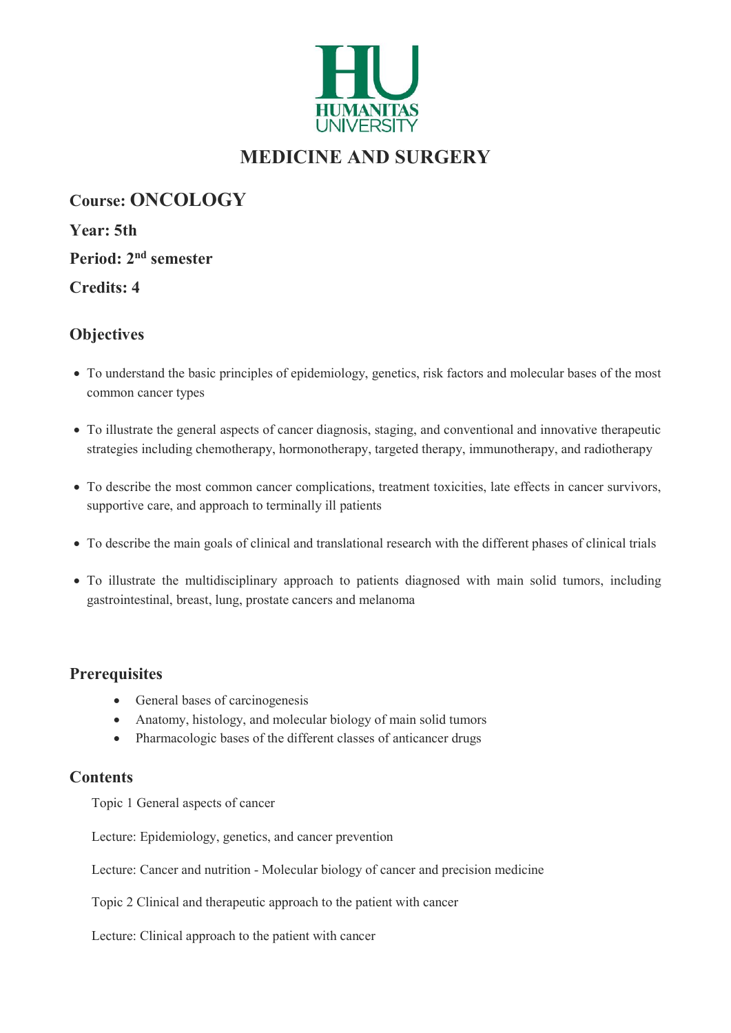HUMANITAS UNIVERSITY

# MEDICINE AND SURGERY

**Course: ONCOLOGY**

**Year: 5th**

**Period: 2nd semester**

**Credits: 4**

## Objectives

- To understand the basic principles of epidemiology, genetics, risk factors and molecular bases of the most common cancer types
- To illustrate the general aspects of cancer diagnosis, staging, and conventional and innovative therapeutic strategies including chemotherapy, hormonotherapy, targeted therapy, immunotherapy, and radiotherapy
- To describe the most common cancer complications, treatment toxicities, late effects in cancer survivors, supportive care, and approach to terminally ill patients
- To describe the main goals of clinical and translational research with the different phases of clinical trials
- To illustrate the multidisciplinary approach to patients diagnosed with main solid tumors, including gastrointestinal, breast, lung, prostate cancers and melanoma

## Prerequisites

- General bases of carcinogenesis
- Anatomy, histology, and molecular biology of main solid tumors
- Pharmacologic bases of the different classes of anticancer drugs

## Contents

Topic 1 General aspects of cancer

Lecture: Epidemiology, genetics, and cancer prevention

Lecture: Cancer and nutrition - Molecular biology of cancer and precision medicine

Topic 2 Clinical and therapeutic approach to the patient with cancer

Lecture: Clinical approach to the patient with cancer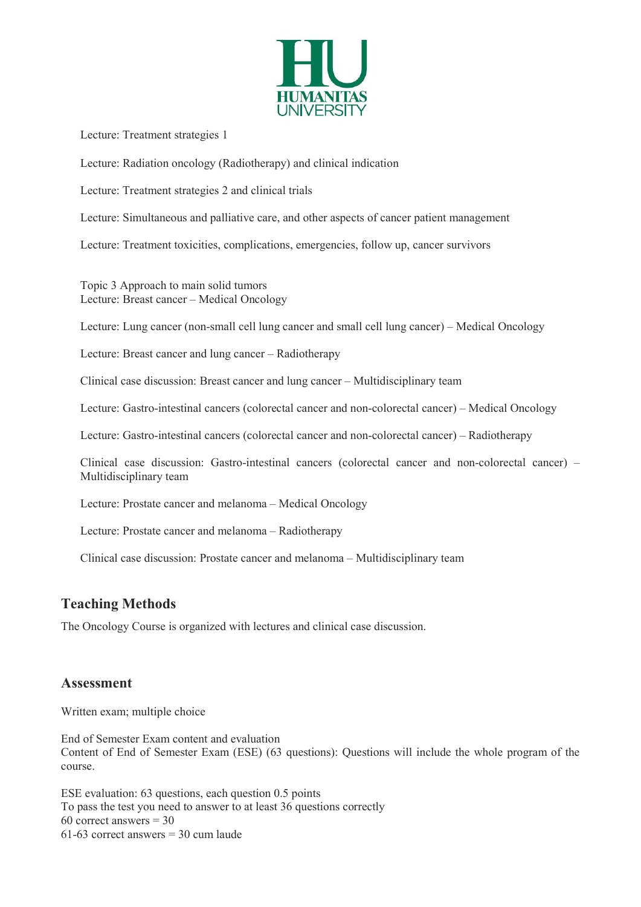Lecture: Treatment strategies 1

Lecture: Radiation oncology (Radiotherapy) and clinical indication

Lecture: Treatment strategies 2 and clinical trials

Lecture: Simultaneous and palliative care, and other aspects of cancer patient management

Lecture: Treatment toxicities, complications, emergencies, follow up, cancer survivors

Topic 3 Approach to main solid tumors
Lecture: Breast cancer – Medical Oncology

Lecture: Lung cancer (non-small cell lung cancer and small cell lung cancer) – Medical Oncology

Lecture: Breast cancer and lung cancer – Radiotherapy

Clinical case discussion: Breast cancer and lung cancer – Multidisciplinary team

Lecture: Gastro-intestinal cancers (colorectal cancer and non-colorectal cancer) – Medical Oncology

Lecture: Gastro-intestinal cancers (colorectal cancer and non-colorectal cancer) – Radiotherapy

Clinical case discussion: Gastro-intestinal cancers (colorectal cancer and non-colorectal cancer) – Multidisciplinary team

Lecture: Prostate cancer and melanoma – Medical Oncology

Lecture: Prostate cancer and melanoma – Radiotherapy

Clinical case discussion: Prostate cancer and melanoma – Multidisciplinary team

## Teaching Methods

The Oncology Course is organized with lectures and clinical case discussion.

## Assessment

Written exam; multiple choice

End of Semester Exam content and evaluation
Content of End of Semester Exam (ESE) (63 questions): Questions will include the whole program of the course.

ESE evaluation: 63 questions, each question 0.5 points
To pass the test you need to answer to at least 36 questions correctly
60 correct answers = 30
61-63 correct answers = 30 cum laude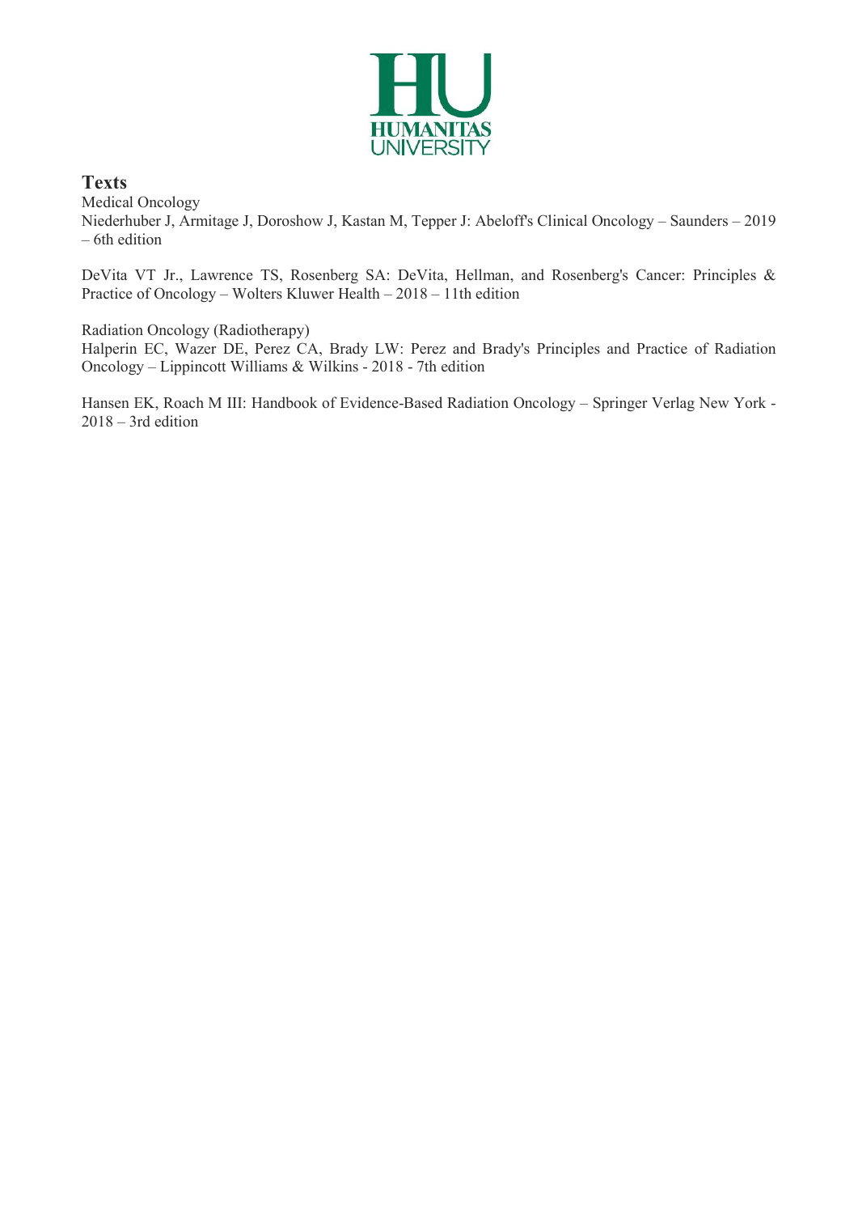## Texts

Medical Oncology

Niederhuber J, Armitage J, Doroshow J, Kastan M, Tepper J: Abeloff's Clinical Oncology – Saunders – 2019 – 6th edition

DeVita VT Jr., Lawrence TS, Rosenberg SA: DeVita, Hellman, and Rosenberg's Cancer: Principles & Practice of Oncology – Wolters Kluwer Health – 2018 – 11th edition

Radiation Oncology (Radiotherapy)

Halperin EC, Wazer DE, Perez CA, Brady LW: Perez and Brady's Principles and Practice of Radiation Oncology – Lippincott Williams & Wilkins - 2018 - 7th edition

Hansen EK, Roach M III: Handbook of Evidence-Based Radiation Oncology – Springer Verlag New York - 2018 – 3rd edition